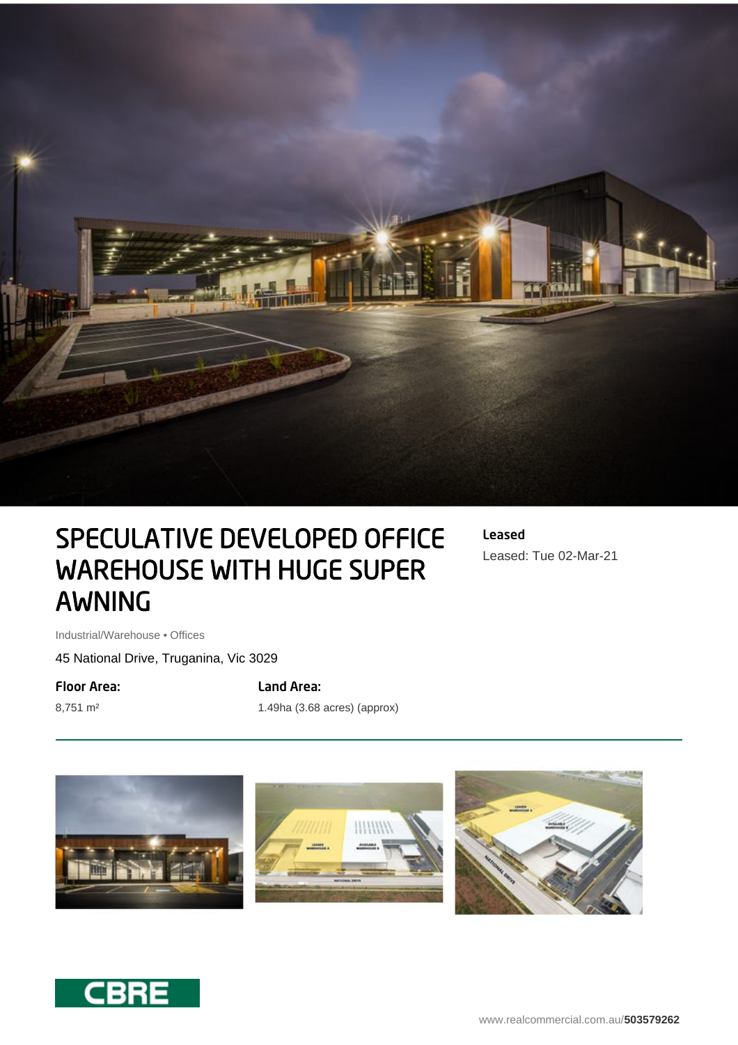# SPECULATIVE DEVELOPED OFFICE WAREHOUSE WITH HUGE SUPER AWNING

**Leased**

Leased: Tue 02-Mar-21

Industrial/Warehouse • Offices

45 National Drive, Truganina, Vic 3029

**Floor Area:**

8,751 m²

**Land Area:**

1.49ha (3.68 acres) (approx)

www.realcommercial.com.au/**503579262**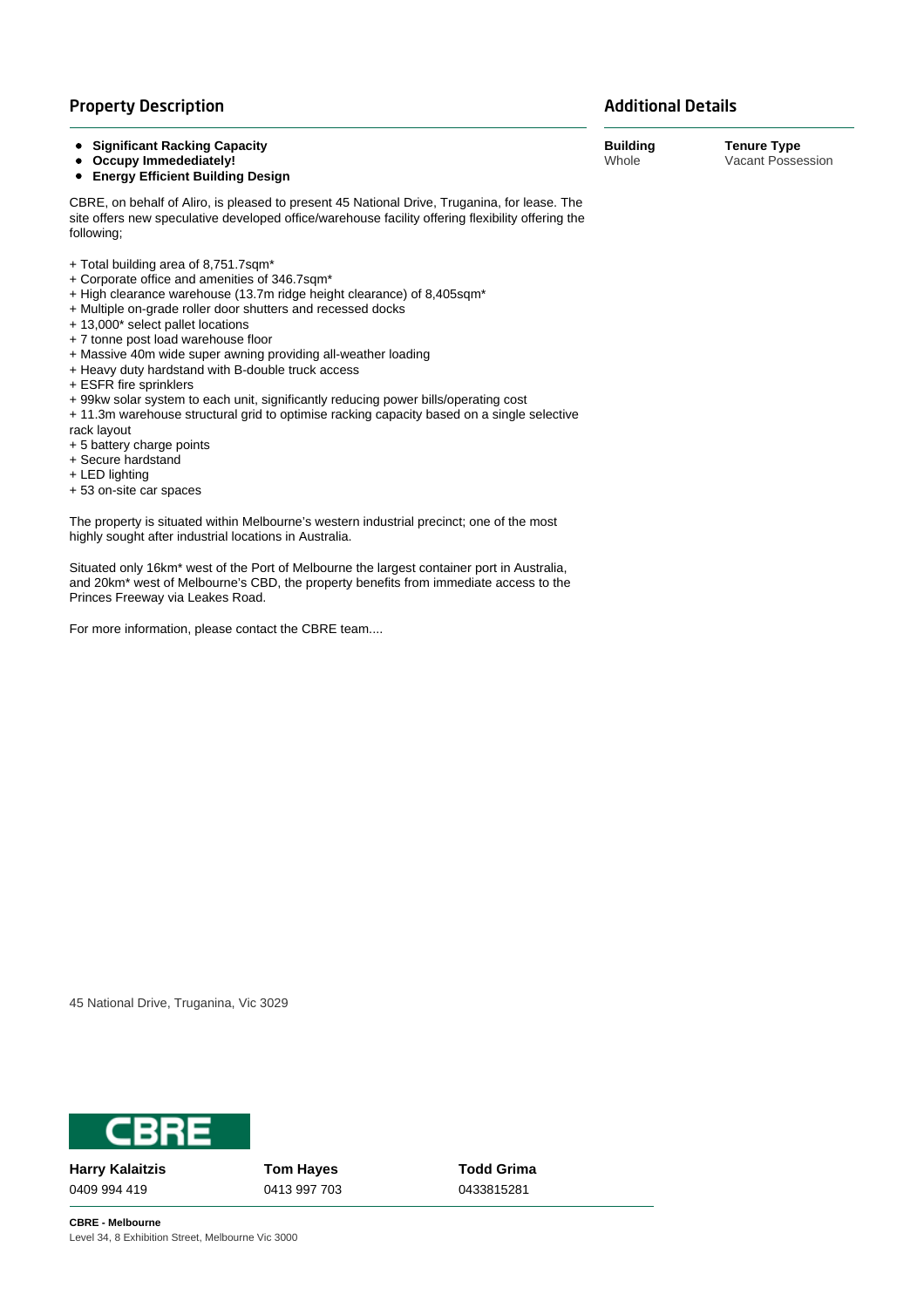## Property Description

- **Significant Racking Capacity**
- **Occupy Immedediately!**
- **Energy Efficient Building Design**

CBRE, on behalf of Aliro, is pleased to present 45 National Drive, Truganina, for lease. The site offers new speculative developed office/warehouse facility offering flexibility offering the following;

+ Total building area of 8,751.7sqm*
+ Corporate office and amenities of 346.7sqm*
+ High clearance warehouse (13.7m ridge height clearance) of 8,405sqm*
+ Multiple on-grade roller door shutters and recessed docks
+ 13,000* select pallet locations
+ 7 tonne post load warehouse floor
+ Massive 40m wide super awning providing all-weather loading
+ Heavy duty hardstand with B-double truck access
+ ESFR fire sprinklers
+ 99kw solar system to each unit, significantly reducing power bills/operating cost
+ 11.3m warehouse structural grid to optimise racking capacity based on a single selective rack layout
+ 5 battery charge points
+ Secure hardstand
+ LED lighting
+ 53 on-site car spaces

The property is situated within Melbourne's western industrial precinct; one of the most highly sought after industrial locations in Australia.

Situated only 16km* west of the Port of Melbourne the largest container port in Australia, and 20km* west of Melbourne's CBD, the property benefits from immediate access to the Princes Freeway via Leakes Road.

For more information, please contact the CBRE team....

## Additional Details

| | |
|---|---|
| **Building** | **Tenure Type** |
| Whole | Vacant Possession |

45 National Drive, Truganina, Vic 3029

CBRE

**Harry Kalaitzis**
0409 994 419

**Tom Hayes**
0413 997 703

**Todd Grima**
0433815281

**CBRE - Melbourne**
Level 34, 8 Exhibition Street, Melbourne Vic 3000